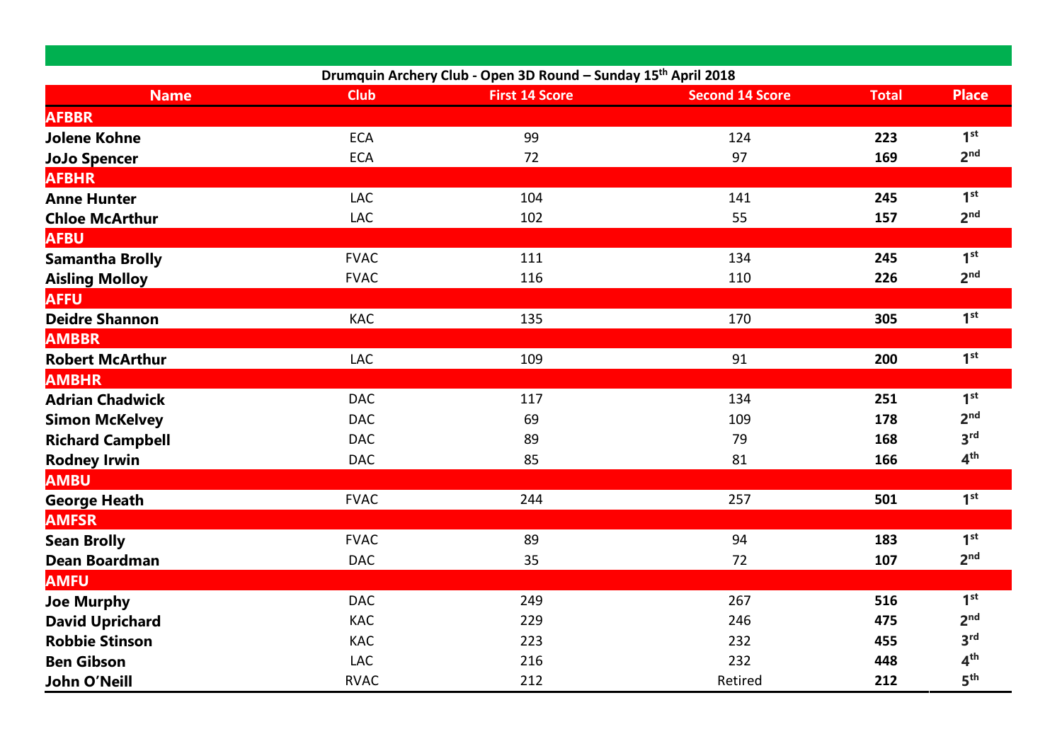**Drumquin Archery Club - Open 3D Round – Sunday 15th April 2018**

| Name | Club | First 14 Score | Second 14 Score | Total | Place |
|---|---|---|---|---|---|
| **AFBBR** | | | | | |
| **Jolene Kohne** | ECA | 99 | 124 | **223** | **1st** |
| **JoJo Spencer** | ECA | 72 | 97 | **169** | **2nd** |
| **AFBHR** | | | | | |
| **Anne Hunter** | LAC | 104 | 141 | **245** | **1st** |
| **Chloe McArthur** | LAC | 102 | 55 | **157** | **2nd** |
| **AFBU** | | | | | |
| **Samantha Brolly** | FVAC | 111 | 134 | **245** | **1st** |
| **Aisling Molloy** | FVAC | 116 | 110 | **226** | **2nd** |
| **AFFU** | | | | | |
| **Deidre Shannon** | KAC | 135 | 170 | **305** | **1st** |
| **AMBBR** | | | | | |
| **Robert McArthur** | LAC | 109 | 91 | **200** | **1st** |
| **AMBHR** | | | | | |
| **Adrian Chadwick** | DAC | 117 | 134 | **251** | **1st** |
| **Simon McKelvey** | DAC | 69 | 109 | **178** | **2nd** |
| **Richard Campbell** | DAC | 89 | 79 | **168** | **3rd** |
| **Rodney Irwin** | DAC | 85 | 81 | **166** | **4th** |
| **AMBU** | | | | | |
| **George Heath** | FVAC | 244 | 257 | **501** | **1st** |
| **AMFSR** | | | | | |
| **Sean Brolly** | FVAC | 89 | 94 | **183** | **1st** |
| **Dean Boardman** | DAC | 35 | 72 | **107** | **2nd** |
| **AMFU** | | | | | |
| **Joe Murphy** | DAC | 249 | 267 | **516** | **1st** |
| **David Uprichard** | KAC | 229 | 246 | **475** | **2nd** |
| **Robbie Stinson** | KAC | 223 | 232 | **455** | **3rd** |
| **Ben Gibson** | LAC | 216 | 232 | **448** | **4th** |
| **John O'Neill** | RVAC | 212 | Retired | **212** | **5th** |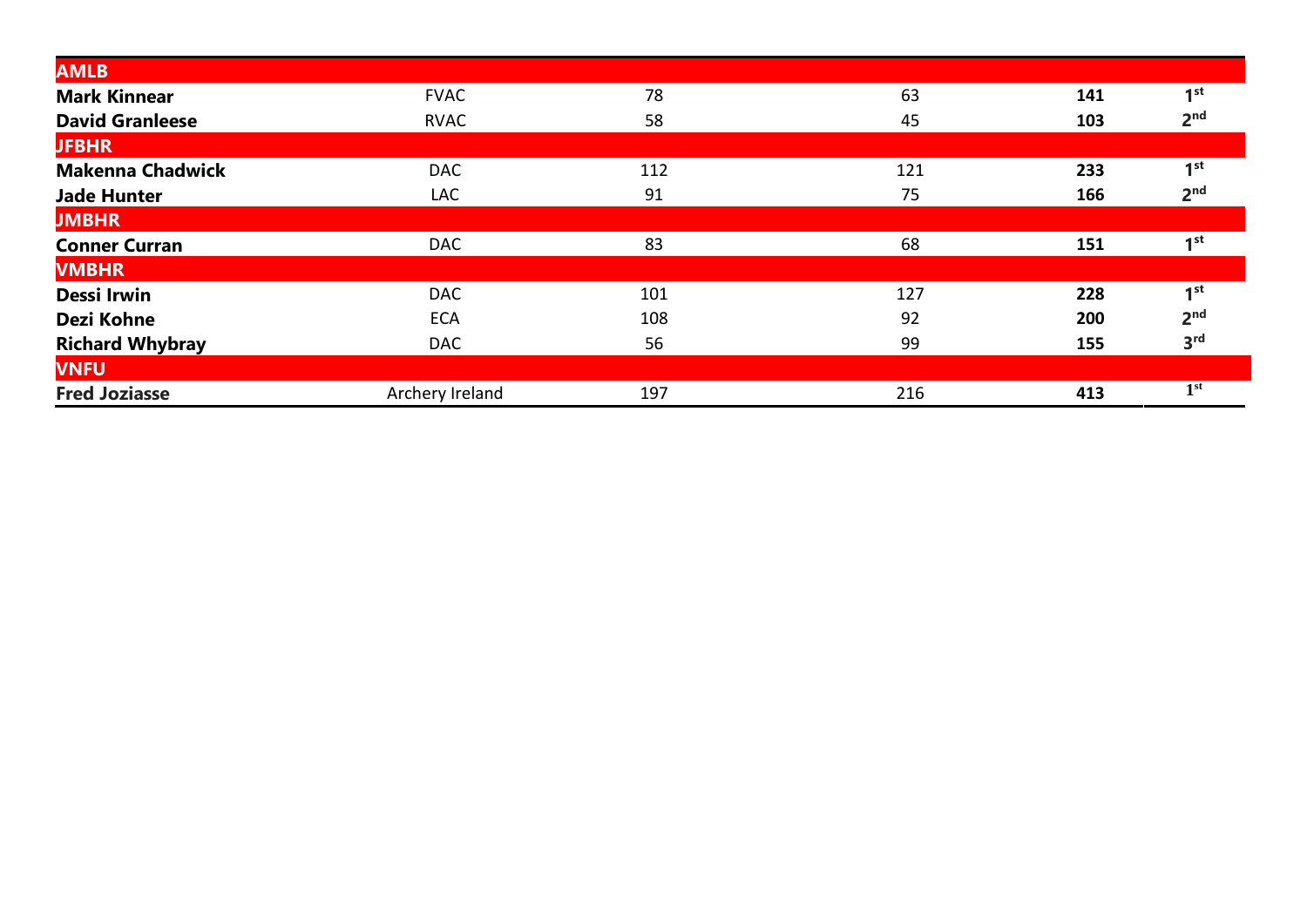| | | | | | |
|---|---|---|---|---|---|
| **AMLB** | | | | | |
| **Mark Kinnear** | FVAC | 78 | 63 | **141** | **1st** |
| **David Granleese** | RVAC | 58 | 45 | **103** | **2nd** |
| **JFBHR** | | | | | |
| **Makenna Chadwick** | DAC | 112 | 121 | **233** | **1st** |
| **Jade Hunter** | LAC | 91 | 75 | **166** | **2nd** |
| **JMBHR** | | | | | |
| **Conner Curran** | DAC | 83 | 68 | **151** | **1st** |
| **VMBHR** | | | | | |
| **Dessi Irwin** | DAC | 101 | 127 | **228** | **1st** |
| **Dezi Kohne** | ECA | 108 | 92 | **200** | **2nd** |
| **Richard Whybray** | DAC | 56 | 99 | **155** | **3rd** |
| **VNFU** | | | | | |
| **Fred Joziasse** | Archery Ireland | 197 | 216 | **413** | **1st** |